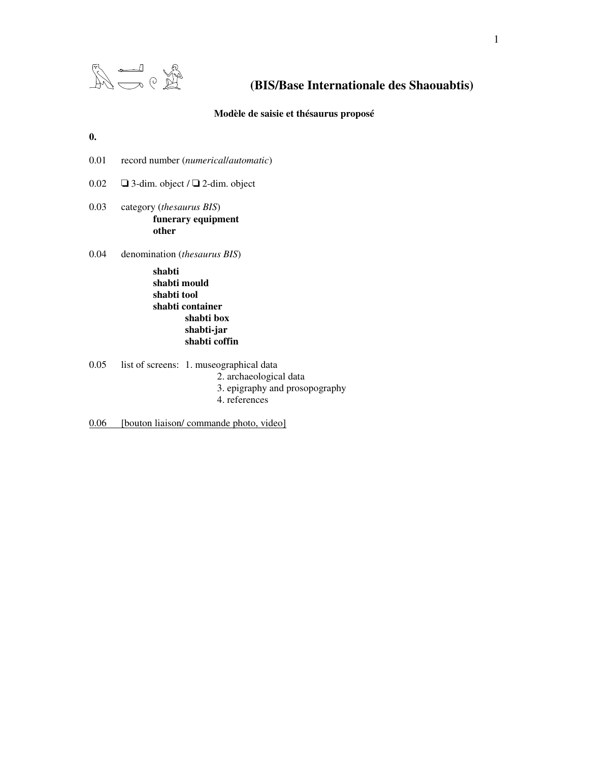# (BIS/Base Internationale des Shaouabtis)

**Modèle de saisie et thésaurus proposé**

**0.**

0.01 record number (*numerical*/*automatic*)

0.02 ❑ 3-dim. object **/** ❑ 2-dim. object

0.03 category (*thesaurus BIS*)

- **funerary equipment**
- **other**

0.04 denomination (*thesaurus BIS*)

- **shabti**
- **shabti mould**
- **shabti tool**
- **shabti container**
  - **shabti box**
  - **shabti-jar**
  - **shabti coffin**

0.05 list of screens:
1. museographical data
2. archaeological data
3. epigraphy and prosopography
4. references

<u>0.06 [bouton liaison/ commande photo, video]</u>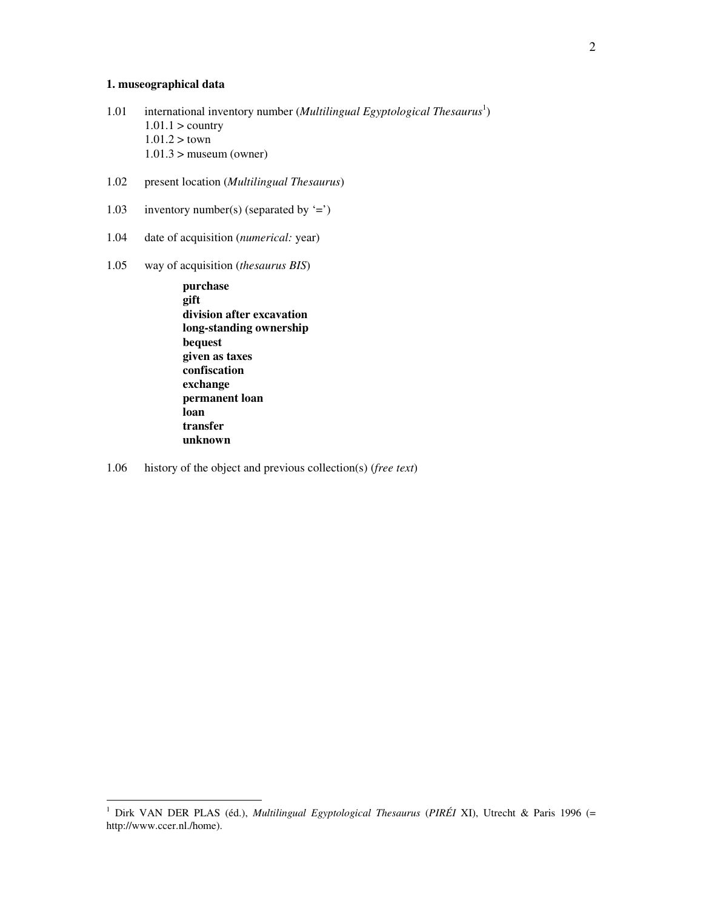**1. museographical data**

1.01 international inventory number (*Multilingual Egyptological Thesaurus*[1])
  1.01.1 > country
  1.01.2 > town
  1.01.3 > museum (owner)

1.02 present location (*Multilingual Thesaurus*)

1.03 inventory number(s) (separated by '=')

1.04 date of acquisition (*numerical:* year)

1.05 way of acquisition (*thesaurus BIS*)

  **purchase**
  **gift**
  **division after excavation**
  **long-standing ownership**
  **bequest**
  **given as taxes**
  **confiscation**
  **exchange**
  **permanent loan**
  **loan**
  **transfer**
  **unknown**

1.06 history of the object and previous collection(s) (*free text*)

---

[1] Dirk VAN DER PLAS (éd.), *Multilingual Egyptological Thesaurus* (*PIRÉI* XI), Utrecht & Paris 1996 (= http://www.ccer.nl./home).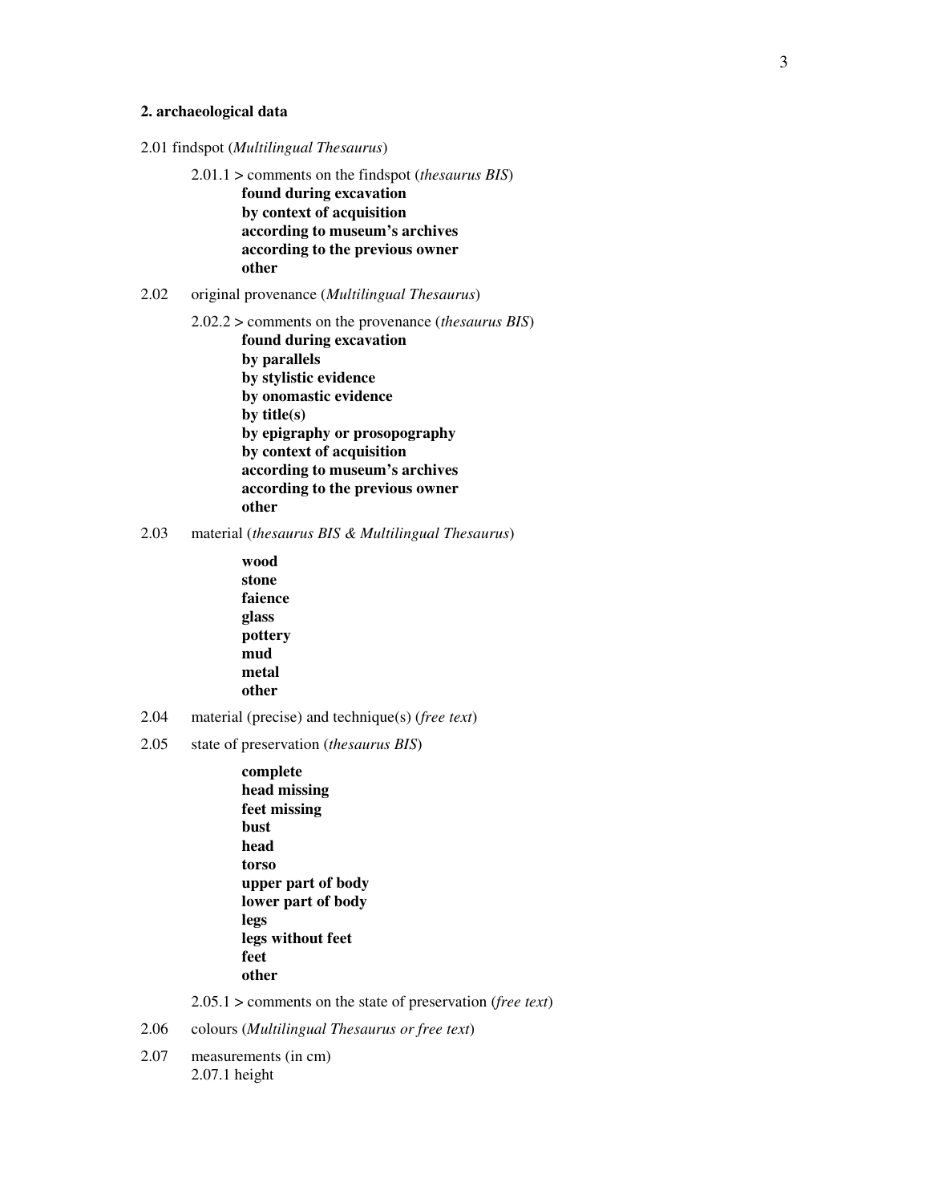**2. archaeological data**

2.01 findspot (*Multilingual Thesaurus*)

2.01.1 > comments on the findspot (*thesaurus BIS*)

**found during excavation**
**by context of acquisition**
**according to museum's archives**
**according to the previous owner**
**other**

2.02 original provenance (*Multilingual Thesaurus*)

2.02.2 > comments on the provenance (*thesaurus BIS*)

**found during excavation**
**by parallels**
**by stylistic evidence**
**by onomastic evidence**
**by title(s)**
**by epigraphy or prosopography**
**by context of acquisition**
**according to museum's archives**
**according to the previous owner**
**other**

2.03 material (*thesaurus BIS & Multilingual Thesaurus*)

**wood**
**stone**
**faience**
**glass**
**pottery**
**mud**
**metal**
**other**

2.04 material (precise) and technique(s) (*free text*)

2.05 state of preservation (*thesaurus BIS*)

**complete**
**head missing**
**feet missing**
**bust**
**head**
**torso**
**upper part of body**
**lower part of body**
**legs**
**legs without feet**
**feet**
**other**

2.05.1 > comments on the state of preservation (*free text*)

2.06 colours (*Multilingual Thesaurus or free text*)

2.07 measurements (in cm)
2.07.1 height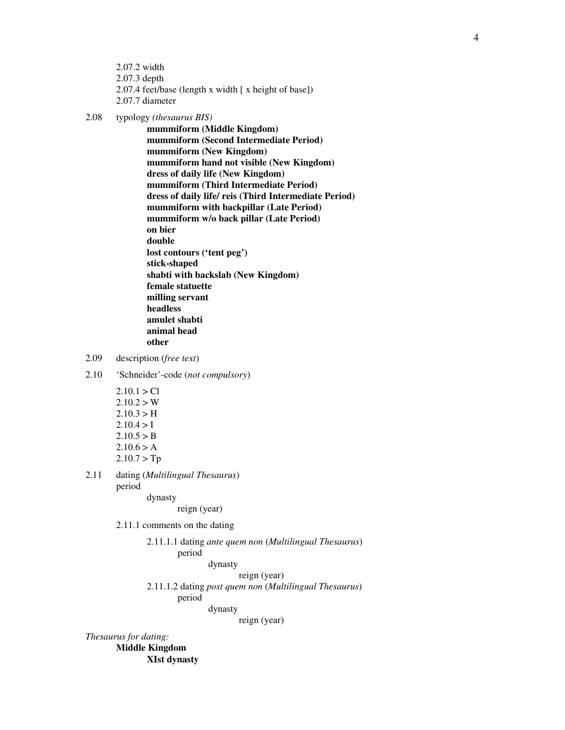2.07.2 width
2.07.3 depth
2.07.4 feet/base (length x width [ x height of base])
2.07.7 diameter

2.08 typology *(thesaurus BIS)*

- **mummiform (Middle Kingdom)**
- **mummiform (Second Intermediate Period)**
- **mummiform (New Kingdom)**
- **mummiform hand not visible (New Kingdom)**
- **dress of daily life (New Kingdom)**
- **mummiform (Third Intermediate Period)**
- **dress of daily life/ reis (Third Intermediate Period)**
- **mummiform with backpillar (Late Period)**
- **mummiform w/o back pillar (Late Period)**
- **on bier**
- **double**
- **lost contours ('tent peg')**
- **stick-shaped**
- **shabti with backslab (New Kingdom)**
- **female statuette**
- **milling servant**
- **headless**
- **amulet shabti**
- **animal head**
- **other**

2.09 description (*free text*)

2.10 'Schneider'-code (*not compulsory*)

2.10.1 > Cl
2.10.2 > W
2.10.3 > H
2.10.4 > I
2.10.5 > B
2.10.6 > A
2.10.7 > Tp

2.11 dating (*Multilingual Thesaurus*)
period
  dynasty
    reign (year)

2.11.1 comments on the dating

2.11.1.1 dating *ante quem non* (*Multilingual Thesaurus*)
period
  dynasty
    reign (year)

2.11.1.2 dating *post quem non* (*Multilingual Thesaurus*)
period
  dynasty
    reign (year)

*Thesaurus for dating:*

**Middle Kingdom**
  **XIst dynasty**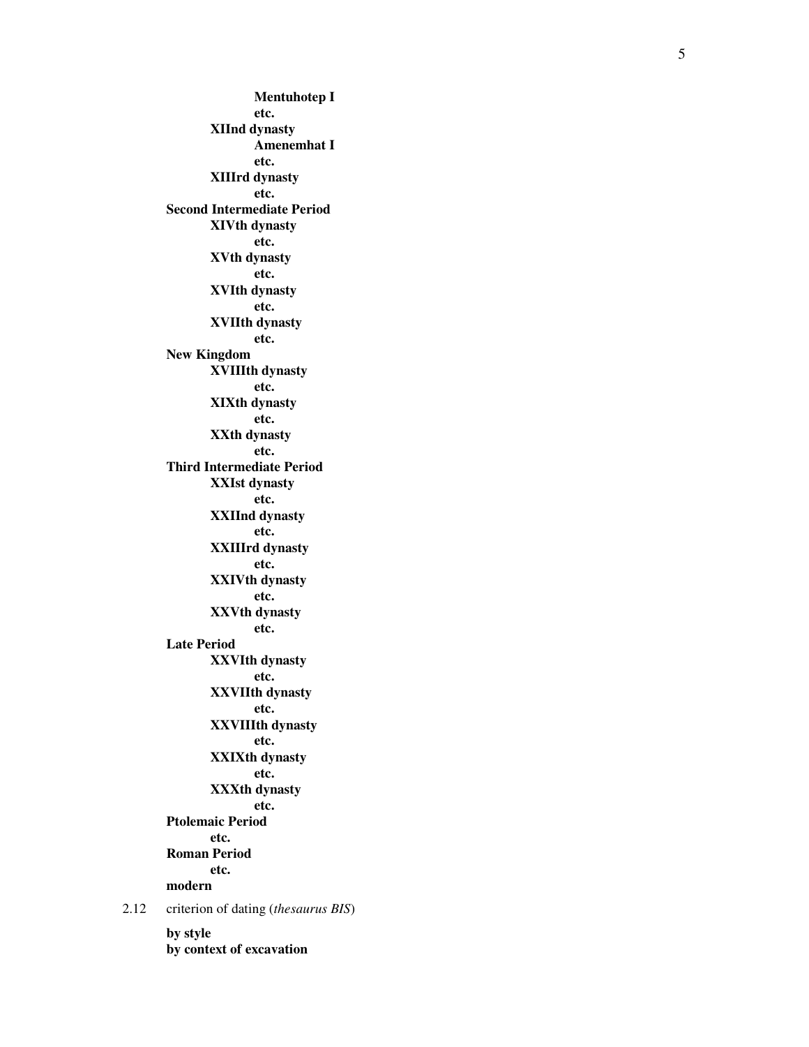**Mentuhotep I**
**etc.**
**XIInd dynasty**
**Amenemhat I**
**etc.**
**XIIIrd dynasty**
**etc.**
**Second Intermediate Period**
**XIVth dynasty**
**etc.**
**XVth dynasty**
**etc.**
**XVIth dynasty**
**etc.**
**XVIIth dynasty**
**etc.**
**New Kingdom**
**XVIIIth dynasty**
**etc.**
**XIXth dynasty**
**etc.**
**XXth dynasty**
**etc.**
**Third Intermediate Period**
**XXIst dynasty**
**etc.**
**XXIInd dynasty**
**etc.**
**XXIIIrd dynasty**
**etc.**
**XXIVth dynasty**
**etc.**
**XXVth dynasty**
**etc.**
**Late Period**
**XXVIth dynasty**
**etc.**
**XXVIIth dynasty**
**etc.**
**XXVIIIth dynasty**
**etc.**
**XXIXth dynasty**
**etc.**
**XXXth dynasty**
**etc.**
**Ptolemaic Period**
**etc.**
**Roman Period**
**etc.**
**modern**

2.12 criterion of dating (*thesaurus BIS*)

**by style**
**by context of excavation**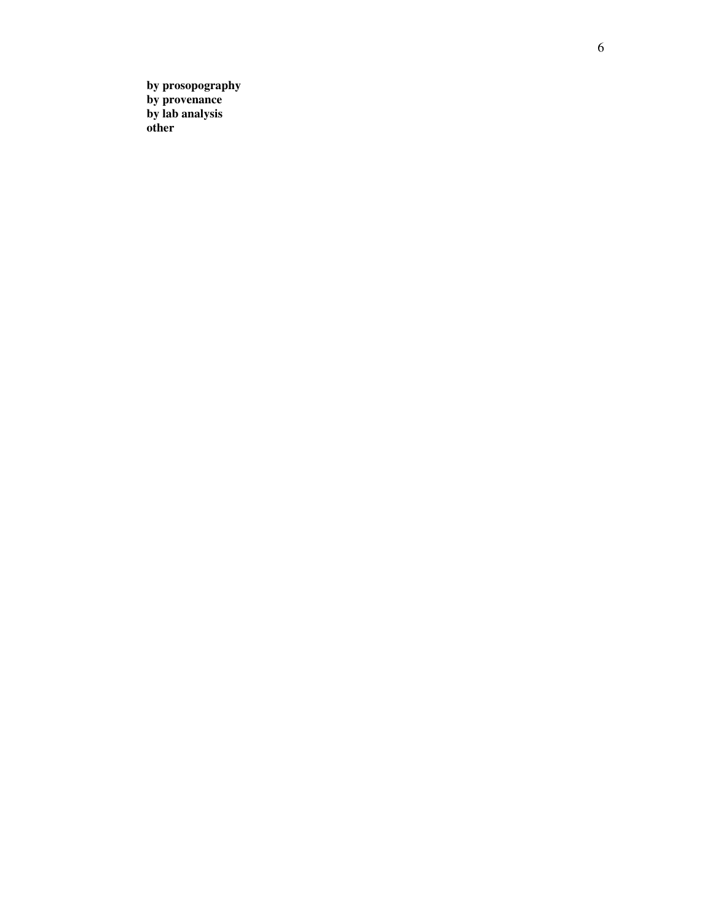**by prosopography**  
**by provenance**  
**by lab analysis**  
**other**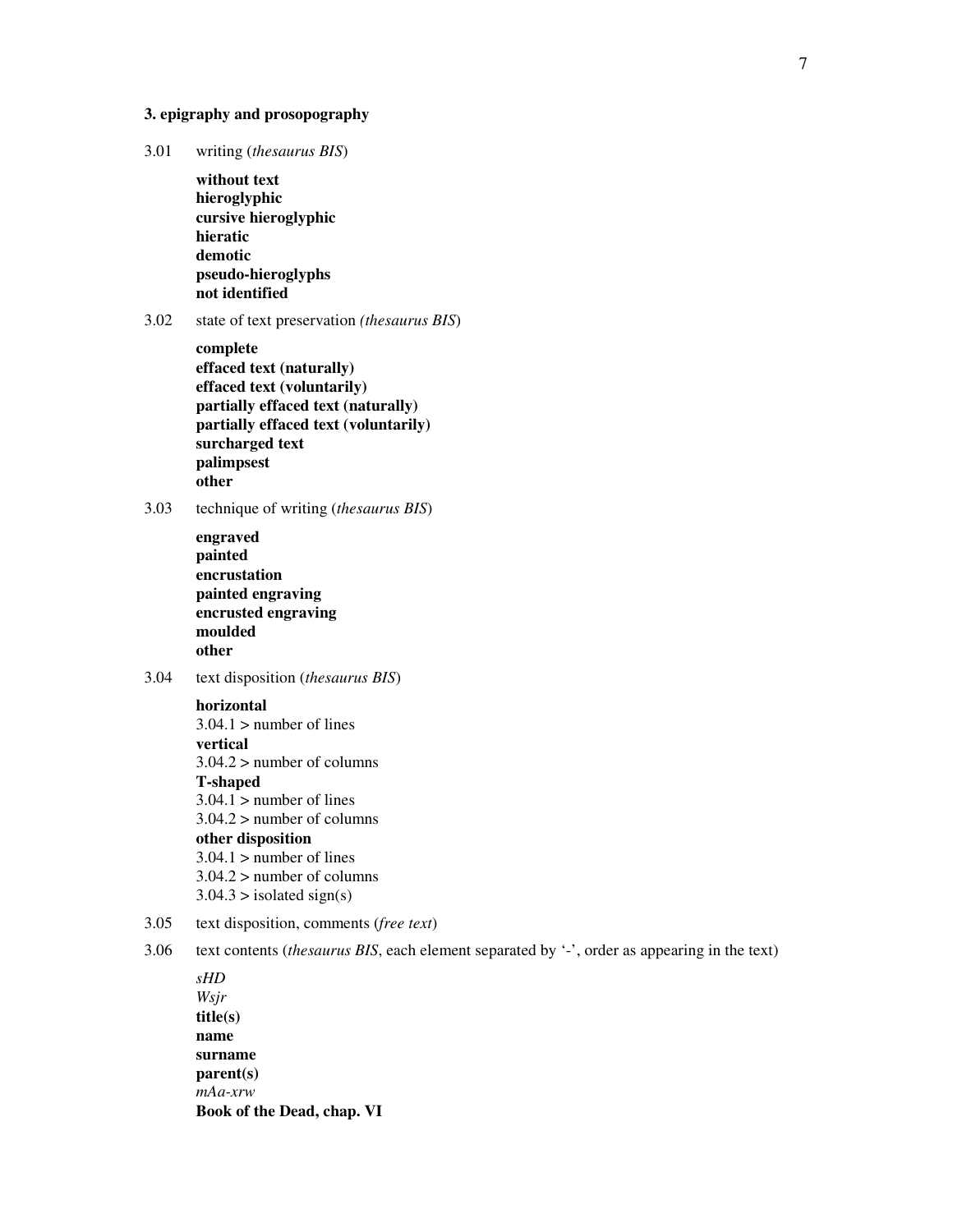### 3. epigraphy and prosopography

3.01 writing (*thesaurus BIS*)

**without text**
**hieroglyphic**
**cursive hieroglyphic**
**hieratic**
**demotic**
**pseudo-hieroglyphs**
**not identified**

3.02 state of text preservation *(thesaurus BIS*)

**complete**
**effaced text (naturally)**
**effaced text (voluntarily)**
**partially effaced text (naturally)**
**partially effaced text (voluntarily)**
**surcharged text**
**palimpsest**
**other**

3.03 technique of writing (*thesaurus BIS*)

**engraved**
**painted**
**encrustation**
**painted engraving**
**encrusted engraving**
**moulded**
**other**

3.04 text disposition (*thesaurus BIS*)

**horizontal**
3.04.1 > number of lines
**vertical**
3.04.2 > number of columns
**T-shaped**
3.04.1 > number of lines
3.04.2 > number of columns
**other disposition**
3.04.1 > number of lines
3.04.2 > number of columns
3.04.3 > isolated sign(s)

3.05 text disposition, comments (*free text*)

3.06 text contents (*thesaurus BIS*, each element separated by '-', order as appearing in the text)

*sHD*
*Wsjr*
**title(s)**
**name**
**surname**
**parent(s)**
*mAa-xrw*
**Book of the Dead, chap. VI**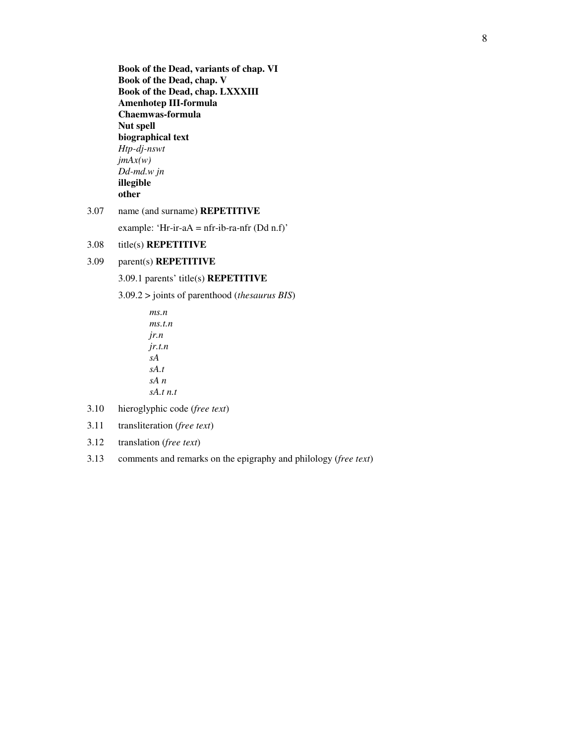**Book of the Dead, variants of chap. VI**
**Book of the Dead, chap. V**
**Book of the Dead, chap. LXXXIII**
**Amenhotep III-formula**
**Chaemwas-formula**
**Nut spell**
**biographical text**
*Htp-dj-nswt*
*jmAx(w)*
*Dd-md.w jn*
**illegible**
**other**

3.07 name (and surname) **REPETITIVE**

example: 'Hr-ir-aA = nfr-ib-ra-nfr (Dd n.f)'

3.08 title(s) **REPETITIVE**

3.09 parent(s) **REPETITIVE**

3.09.1 parents' title(s) **REPETITIVE**

3.09.2 > joints of parenthood (*thesaurus BIS*)

*ms.n*
*ms.t.n*
*jr.n*
*jr.t.n*
*sA*
*sA.t*
*sA n*
*sA.t n.t*

3.10 hieroglyphic code (*free text*)

3.11 transliteration (*free text*)

3.12 translation (*free text*)

3.13 comments and remarks on the epigraphy and philology (*free text*)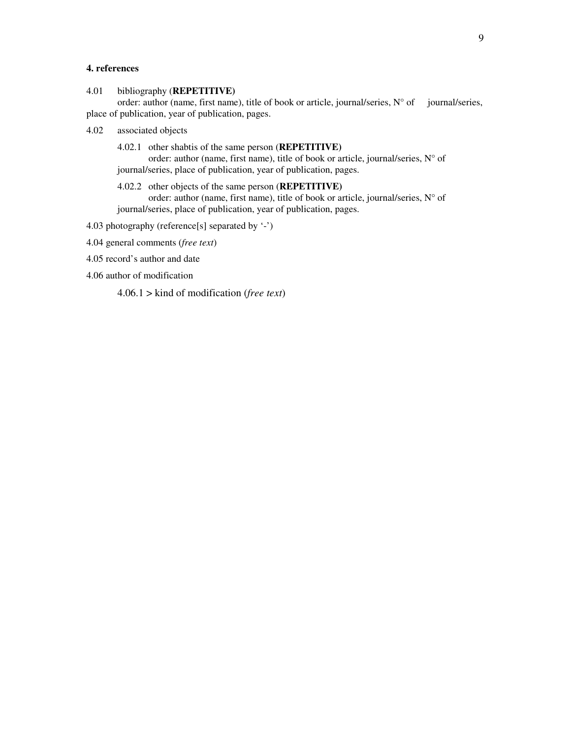**4. references**

4.01 bibliography (**REPETITIVE)**

order: author (name, first name), title of book or article, journal/series, N° of journal/series, place of publication, year of publication, pages.

4.02 associated objects

4.02.1 other shabtis of the same person (**REPETITIVE)**

order: author (name, first name), title of book or article, journal/series, N° of journal/series, place of publication, year of publication, pages.

4.02.2 other objects of the same person (**REPETITIVE)**

order: author (name, first name), title of book or article, journal/series, N° of journal/series, place of publication, year of publication, pages.

4.03 photography (reference[s] separated by '-')

4.04 general comments (*free text*)

4.05 record's author and date

4.06 author of modification

4.06.1 > kind of modification (*free text*)